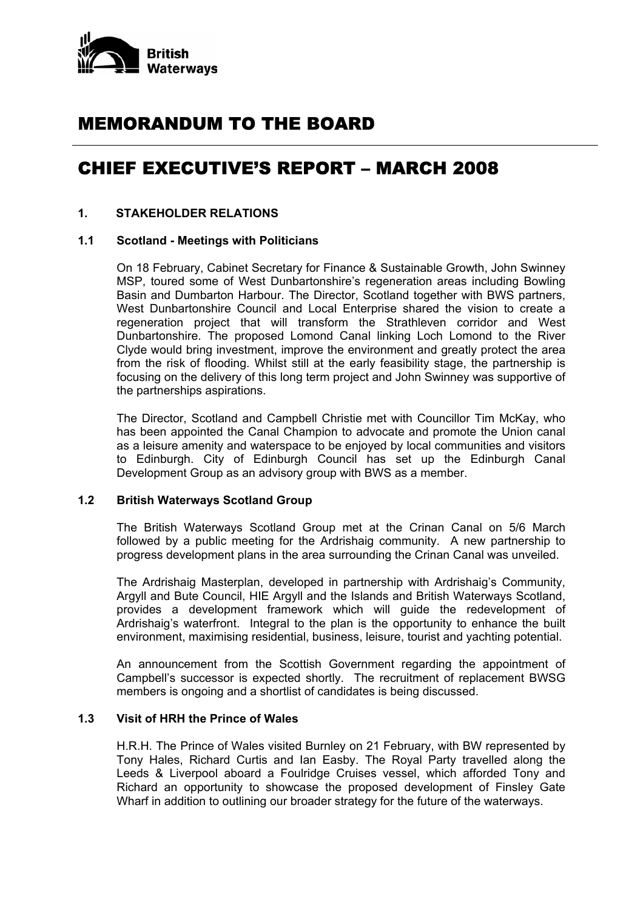British Waterways

# MEMORANDUM TO THE BOARD

# CHIEF EXECUTIVE'S REPORT – MARCH 2008

## 1. STAKEHOLDER RELATIONS

### 1.1 Scotland - Meetings with Politicians

On 18 February, Cabinet Secretary for Finance & Sustainable Growth, John Swinney MSP, toured some of West Dunbartonshire's regeneration areas including Bowling Basin and Dumbarton Harbour. The Director, Scotland together with BWS partners, West Dunbartonshire Council and Local Enterprise shared the vision to create a regeneration project that will transform the Strathleven corridor and West Dunbartonshire. The proposed Lomond Canal linking Loch Lomond to the River Clyde would bring investment, improve the environment and greatly protect the area from the risk of flooding. Whilst still at the early feasibility stage, the partnership is focusing on the delivery of this long term project and John Swinney was supportive of the partnerships aspirations.

The Director, Scotland and Campbell Christie met with Councillor Tim McKay, who has been appointed the Canal Champion to advocate and promote the Union canal as a leisure amenity and waterspace to be enjoyed by local communities and visitors to Edinburgh. City of Edinburgh Council has set up the Edinburgh Canal Development Group as an advisory group with BWS as a member.

### 1.2 British Waterways Scotland Group

The British Waterways Scotland Group met at the Crinan Canal on 5/6 March followed by a public meeting for the Ardrishaig community. A new partnership to progress development plans in the area surrounding the Crinan Canal was unveiled.

The Ardrishaig Masterplan, developed in partnership with Ardrishaig's Community, Argyll and Bute Council, HIE Argyll and the Islands and British Waterways Scotland, provides a development framework which will guide the redevelopment of Ardrishaig's waterfront. Integral to the plan is the opportunity to enhance the built environment, maximising residential, business, leisure, tourist and yachting potential.

An announcement from the Scottish Government regarding the appointment of Campbell's successor is expected shortly. The recruitment of replacement BWSG members is ongoing and a shortlist of candidates is being discussed.

### 1.3 Visit of HRH the Prince of Wales

H.R.H. The Prince of Wales visited Burnley on 21 February, with BW represented by Tony Hales, Richard Curtis and Ian Easby. The Royal Party travelled along the Leeds & Liverpool aboard a Foulridge Cruises vessel, which afforded Tony and Richard an opportunity to showcase the proposed development of Finsley Gate Wharf in addition to outlining our broader strategy for the future of the waterways.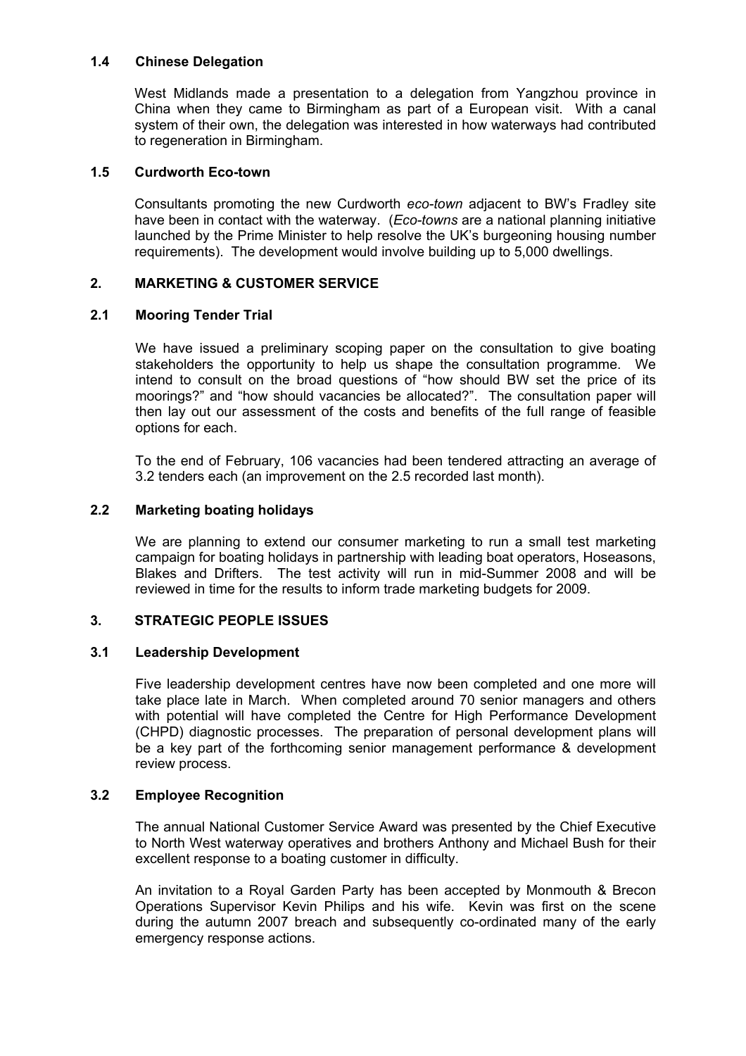### 1.4 Chinese Delegation

West Midlands made a presentation to a delegation from Yangzhou province in China when they came to Birmingham as part of a European visit. With a canal system of their own, the delegation was interested in how waterways had contributed to regeneration in Birmingham.

### 1.5 Curdworth Eco-town

Consultants promoting the new Curdworth *eco-town* adjacent to BW's Fradley site have been in contact with the waterway. (*Eco-towns* are a national planning initiative launched by the Prime Minister to help resolve the UK's burgeoning housing number requirements). The development would involve building up to 5,000 dwellings.

## 2. MARKETING & CUSTOMER SERVICE

### 2.1 Mooring Tender Trial

We have issued a preliminary scoping paper on the consultation to give boating stakeholders the opportunity to help us shape the consultation programme. We intend to consult on the broad questions of "how should BW set the price of its moorings?" and "how should vacancies be allocated?". The consultation paper will then lay out our assessment of the costs and benefits of the full range of feasible options for each.

To the end of February, 106 vacancies had been tendered attracting an average of 3.2 tenders each (an improvement on the 2.5 recorded last month).

### 2.2 Marketing boating holidays

We are planning to extend our consumer marketing to run a small test marketing campaign for boating holidays in partnership with leading boat operators, Hoseasons, Blakes and Drifters. The test activity will run in mid-Summer 2008 and will be reviewed in time for the results to inform trade marketing budgets for 2009.

## 3. STRATEGIC PEOPLE ISSUES

### 3.1 Leadership Development

Five leadership development centres have now been completed and one more will take place late in March. When completed around 70 senior managers and others with potential will have completed the Centre for High Performance Development (CHPD) diagnostic processes. The preparation of personal development plans will be a key part of the forthcoming senior management performance & development review process.

### 3.2 Employee Recognition

The annual National Customer Service Award was presented by the Chief Executive to North West waterway operatives and brothers Anthony and Michael Bush for their excellent response to a boating customer in difficulty.

An invitation to a Royal Garden Party has been accepted by Monmouth & Brecon Operations Supervisor Kevin Philips and his wife. Kevin was first on the scene during the autumn 2007 breach and subsequently co-ordinated many of the early emergency response actions.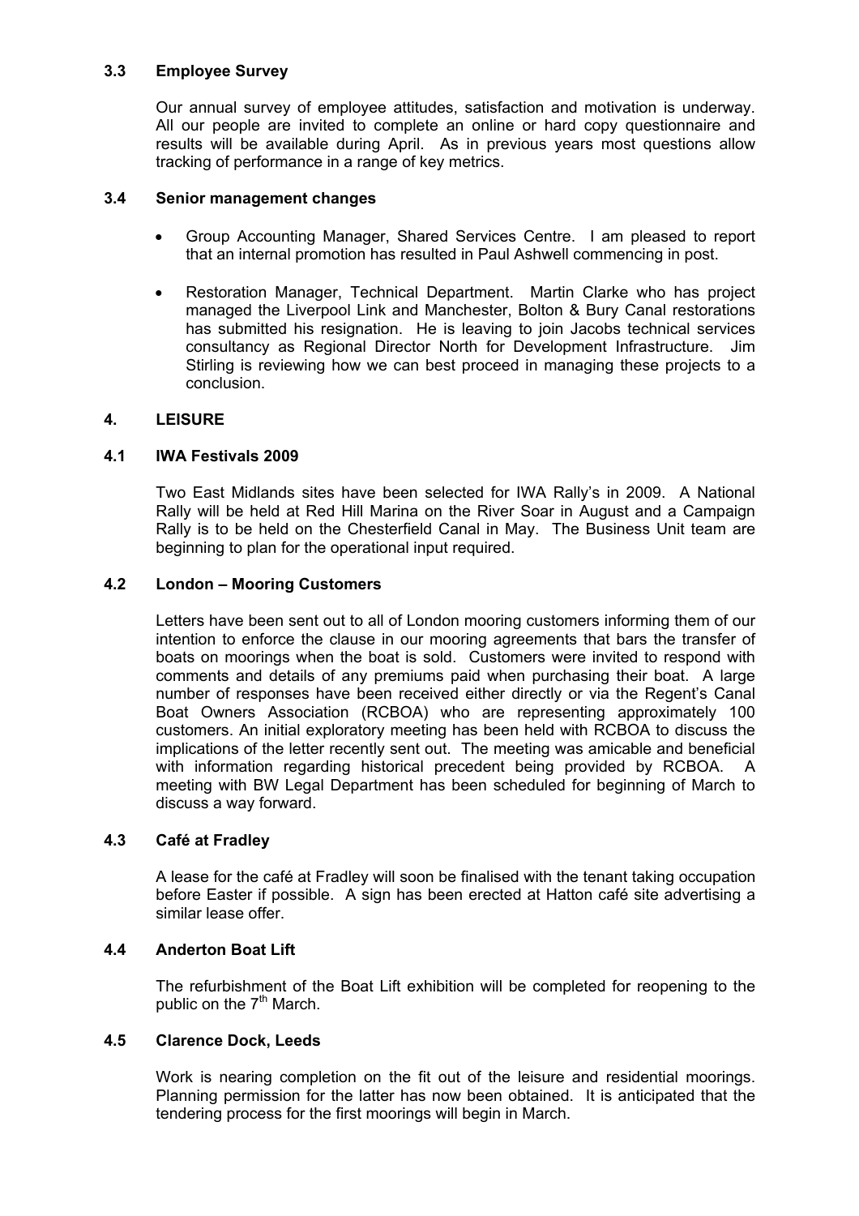### 3.3 Employee Survey

Our annual survey of employee attitudes, satisfaction and motivation is underway. All our people are invited to complete an online or hard copy questionnaire and results will be available during April. As in previous years most questions allow tracking of performance in a range of key metrics.

### 3.4 Senior management changes

- Group Accounting Manager, Shared Services Centre. I am pleased to report that an internal promotion has resulted in Paul Ashwell commencing in post.
- Restoration Manager, Technical Department. Martin Clarke who has project managed the Liverpool Link and Manchester, Bolton & Bury Canal restorations has submitted his resignation. He is leaving to join Jacobs technical services consultancy as Regional Director North for Development Infrastructure. Jim Stirling is reviewing how we can best proceed in managing these projects to a conclusion.

## 4. LEISURE

### 4.1 IWA Festivals 2009

Two East Midlands sites have been selected for IWA Rally's in 2009. A National Rally will be held at Red Hill Marina on the River Soar in August and a Campaign Rally is to be held on the Chesterfield Canal in May. The Business Unit team are beginning to plan for the operational input required.

### 4.2 London – Mooring Customers

Letters have been sent out to all of London mooring customers informing them of our intention to enforce the clause in our mooring agreements that bars the transfer of boats on moorings when the boat is sold. Customers were invited to respond with comments and details of any premiums paid when purchasing their boat. A large number of responses have been received either directly or via the Regent's Canal Boat Owners Association (RCBOA) who are representing approximately 100 customers. An initial exploratory meeting has been held with RCBOA to discuss the implications of the letter recently sent out. The meeting was amicable and beneficial with information regarding historical precedent being provided by RCBOA. A meeting with BW Legal Department has been scheduled for beginning of March to discuss a way forward.

### 4.3 Café at Fradley

A lease for the café at Fradley will soon be finalised with the tenant taking occupation before Easter if possible. A sign has been erected at Hatton café site advertising a similar lease offer.

### 4.4 Anderton Boat Lift

The refurbishment of the Boat Lift exhibition will be completed for reopening to the public on the 7th March.

### 4.5 Clarence Dock, Leeds

Work is nearing completion on the fit out of the leisure and residential moorings. Planning permission for the latter has now been obtained. It is anticipated that the tendering process for the first moorings will begin in March.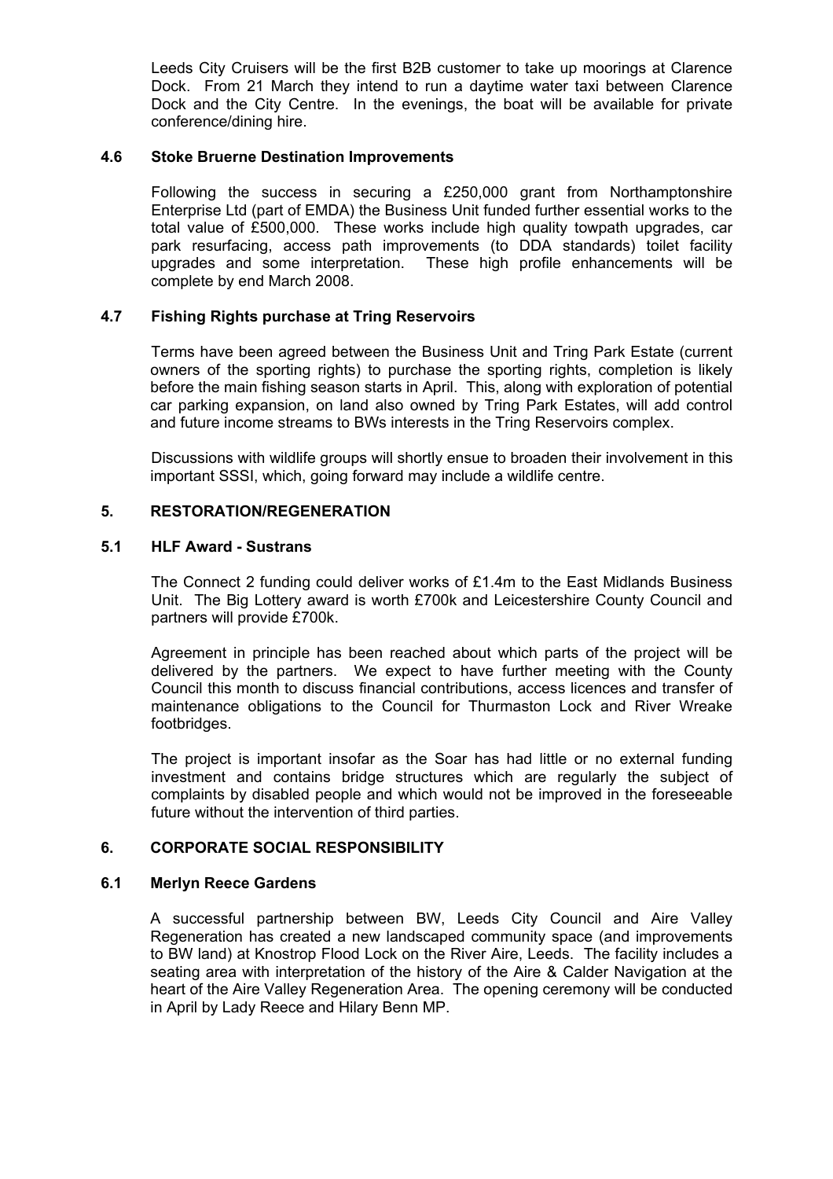Leeds City Cruisers will be the first B2B customer to take up moorings at Clarence Dock. From 21 March they intend to run a daytime water taxi between Clarence Dock and the City Centre. In the evenings, the boat will be available for private conference/dining hire.

### 4.6 Stoke Bruerne Destination Improvements

Following the success in securing a £250,000 grant from Northamptonshire Enterprise Ltd (part of EMDA) the Business Unit funded further essential works to the total value of £500,000. These works include high quality towpath upgrades, car park resurfacing, access path improvements (to DDA standards) toilet facility upgrades and some interpretation. These high profile enhancements will be complete by end March 2008.

### 4.7 Fishing Rights purchase at Tring Reservoirs

Terms have been agreed between the Business Unit and Tring Park Estate (current owners of the sporting rights) to purchase the sporting rights, completion is likely before the main fishing season starts in April. This, along with exploration of potential car parking expansion, on land also owned by Tring Park Estates, will add control and future income streams to BWs interests in the Tring Reservoirs complex.

Discussions with wildlife groups will shortly ensue to broaden their involvement in this important SSSI, which, going forward may include a wildlife centre.

## 5. RESTORATION/REGENERATION

### 5.1 HLF Award - Sustrans

The Connect 2 funding could deliver works of £1.4m to the East Midlands Business Unit. The Big Lottery award is worth £700k and Leicestershire County Council and partners will provide £700k.

Agreement in principle has been reached about which parts of the project will be delivered by the partners. We expect to have further meeting with the County Council this month to discuss financial contributions, access licences and transfer of maintenance obligations to the Council for Thurmaston Lock and River Wreake footbridges.

The project is important insofar as the Soar has had little or no external funding investment and contains bridge structures which are regularly the subject of complaints by disabled people and which would not be improved in the foreseeable future without the intervention of third parties.

## 6. CORPORATE SOCIAL RESPONSIBILITY

### 6.1 Merlyn Reece Gardens

A successful partnership between BW, Leeds City Council and Aire Valley Regeneration has created a new landscaped community space (and improvements to BW land) at Knostrop Flood Lock on the River Aire, Leeds. The facility includes a seating area with interpretation of the history of the Aire & Calder Navigation at the heart of the Aire Valley Regeneration Area. The opening ceremony will be conducted in April by Lady Reece and Hilary Benn MP.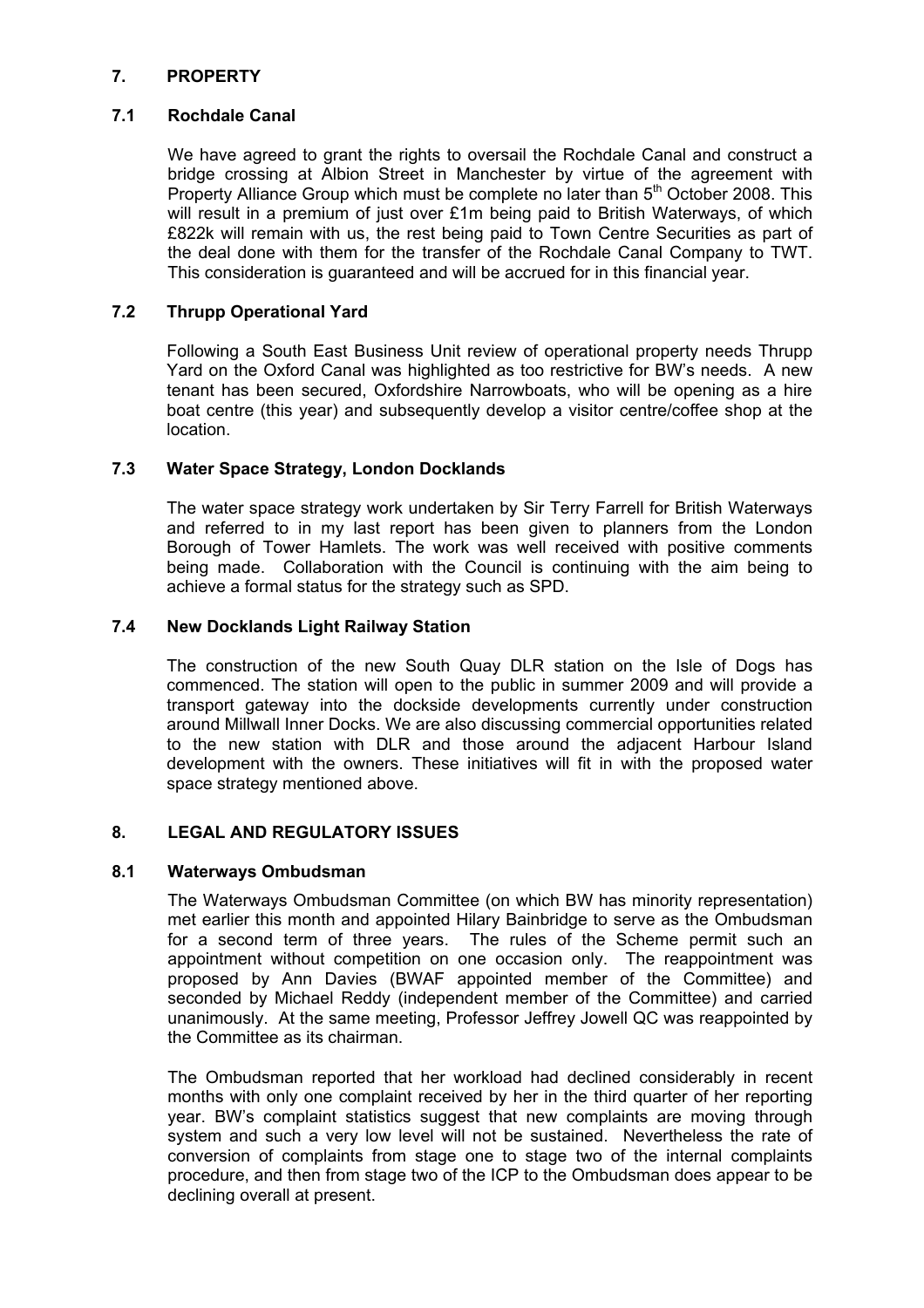## 7. PROPERTY

### 7.1 Rochdale Canal

We have agreed to grant the rights to oversail the Rochdale Canal and construct a bridge crossing at Albion Street in Manchester by virtue of the agreement with Property Alliance Group which must be complete no later than 5th October 2008. This will result in a premium of just over £1m being paid to British Waterways, of which £822k will remain with us, the rest being paid to Town Centre Securities as part of the deal done with them for the transfer of the Rochdale Canal Company to TWT. This consideration is guaranteed and will be accrued for in this financial year.

### 7.2 Thrupp Operational Yard

Following a South East Business Unit review of operational property needs Thrupp Yard on the Oxford Canal was highlighted as too restrictive for BW's needs. A new tenant has been secured, Oxfordshire Narrowboats, who will be opening as a hire boat centre (this year) and subsequently develop a visitor centre/coffee shop at the location.

### 7.3 Water Space Strategy, London Docklands

The water space strategy work undertaken by Sir Terry Farrell for British Waterways and referred to in my last report has been given to planners from the London Borough of Tower Hamlets. The work was well received with positive comments being made. Collaboration with the Council is continuing with the aim being to achieve a formal status for the strategy such as SPD.

### 7.4 New Docklands Light Railway Station

The construction of the new South Quay DLR station on the Isle of Dogs has commenced. The station will open to the public in summer 2009 and will provide a transport gateway into the dockside developments currently under construction around Millwall Inner Docks. We are also discussing commercial opportunities related to the new station with DLR and those around the adjacent Harbour Island development with the owners. These initiatives will fit in with the proposed water space strategy mentioned above.

## 8. LEGAL AND REGULATORY ISSUES

### 8.1 Waterways Ombudsman

The Waterways Ombudsman Committee (on which BW has minority representation) met earlier this month and appointed Hilary Bainbridge to serve as the Ombudsman for a second term of three years. The rules of the Scheme permit such an appointment without competition on one occasion only. The reappointment was proposed by Ann Davies (BWAF appointed member of the Committee) and seconded by Michael Reddy (independent member of the Committee) and carried unanimously. At the same meeting, Professor Jeffrey Jowell QC was reappointed by the Committee as its chairman.

The Ombudsman reported that her workload had declined considerably in recent months with only one complaint received by her in the third quarter of her reporting year. BW's complaint statistics suggest that new complaints are moving through system and such a very low level will not be sustained. Nevertheless the rate of conversion of complaints from stage one to stage two of the internal complaints procedure, and then from stage two of the ICP to the Ombudsman does appear to be declining overall at present.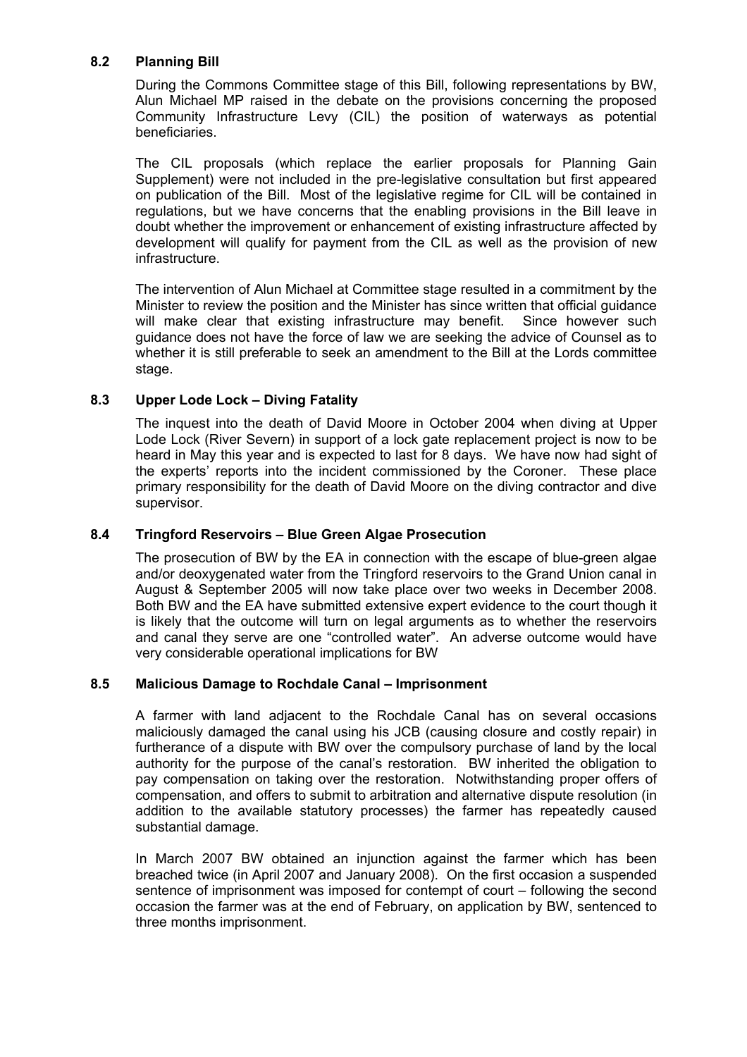### 8.2 Planning Bill

During the Commons Committee stage of this Bill, following representations by BW, Alun Michael MP raised in the debate on the provisions concerning the proposed Community Infrastructure Levy (CIL) the position of waterways as potential beneficiaries.

The CIL proposals (which replace the earlier proposals for Planning Gain Supplement) were not included in the pre-legislative consultation but first appeared on publication of the Bill. Most of the legislative regime for CIL will be contained in regulations, but we have concerns that the enabling provisions in the Bill leave in doubt whether the improvement or enhancement of existing infrastructure affected by development will qualify for payment from the CIL as well as the provision of new infrastructure.

The intervention of Alun Michael at Committee stage resulted in a commitment by the Minister to review the position and the Minister has since written that official guidance will make clear that existing infrastructure may benefit. Since however such guidance does not have the force of law we are seeking the advice of Counsel as to whether it is still preferable to seek an amendment to the Bill at the Lords committee stage.

### 8.3 Upper Lode Lock – Diving Fatality

The inquest into the death of David Moore in October 2004 when diving at Upper Lode Lock (River Severn) in support of a lock gate replacement project is now to be heard in May this year and is expected to last for 8 days. We have now had sight of the experts' reports into the incident commissioned by the Coroner. These place primary responsibility for the death of David Moore on the diving contractor and dive supervisor.

### 8.4 Tringford Reservoirs – Blue Green Algae Prosecution

The prosecution of BW by the EA in connection with the escape of blue-green algae and/or deoxygenated water from the Tringford reservoirs to the Grand Union canal in August & September 2005 will now take place over two weeks in December 2008. Both BW and the EA have submitted extensive expert evidence to the court though it is likely that the outcome will turn on legal arguments as to whether the reservoirs and canal they serve are one "controlled water". An adverse outcome would have very considerable operational implications for BW

### 8.5 Malicious Damage to Rochdale Canal – Imprisonment

A farmer with land adjacent to the Rochdale Canal has on several occasions maliciously damaged the canal using his JCB (causing closure and costly repair) in furtherance of a dispute with BW over the compulsory purchase of land by the local authority for the purpose of the canal's restoration. BW inherited the obligation to pay compensation on taking over the restoration. Notwithstanding proper offers of compensation, and offers to submit to arbitration and alternative dispute resolution (in addition to the available statutory processes) the farmer has repeatedly caused substantial damage.

In March 2007 BW obtained an injunction against the farmer which has been breached twice (in April 2007 and January 2008). On the first occasion a suspended sentence of imprisonment was imposed for contempt of court – following the second occasion the farmer was at the end of February, on application by BW, sentenced to three months imprisonment.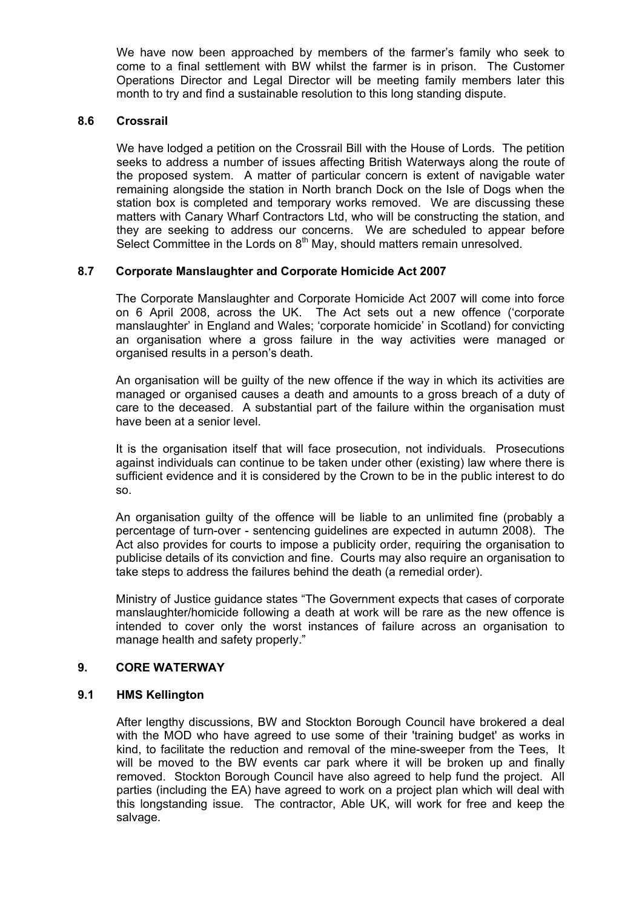We have now been approached by members of the farmer's family who seek to come to a final settlement with BW whilst the farmer is in prison. The Customer Operations Director and Legal Director will be meeting family members later this month to try and find a sustainable resolution to this long standing dispute.

### 8.6 Crossrail

We have lodged a petition on the Crossrail Bill with the House of Lords. The petition seeks to address a number of issues affecting British Waterways along the route of the proposed system. A matter of particular concern is extent of navigable water remaining alongside the station in North branch Dock on the Isle of Dogs when the station box is completed and temporary works removed. We are discussing these matters with Canary Wharf Contractors Ltd, who will be constructing the station, and they are seeking to address our concerns. We are scheduled to appear before Select Committee in the Lords on 8th May, should matters remain unresolved.

### 8.7 Corporate Manslaughter and Corporate Homicide Act 2007

The Corporate Manslaughter and Corporate Homicide Act 2007 will come into force on 6 April 2008, across the UK. The Act sets out a new offence ('corporate manslaughter' in England and Wales; 'corporate homicide' in Scotland) for convicting an organisation where a gross failure in the way activities were managed or organised results in a person's death.

An organisation will be guilty of the new offence if the way in which its activities are managed or organised causes a death and amounts to a gross breach of a duty of care to the deceased. A substantial part of the failure within the organisation must have been at a senior level.

It is the organisation itself that will face prosecution, not individuals. Prosecutions against individuals can continue to be taken under other (existing) law where there is sufficient evidence and it is considered by the Crown to be in the public interest to do so.

An organisation guilty of the offence will be liable to an unlimited fine (probably a percentage of turn-over - sentencing guidelines are expected in autumn 2008). The Act also provides for courts to impose a publicity order, requiring the organisation to publicise details of its conviction and fine. Courts may also require an organisation to take steps to address the failures behind the death (a remedial order).

Ministry of Justice guidance states "The Government expects that cases of corporate manslaughter/homicide following a death at work will be rare as the new offence is intended to cover only the worst instances of failure across an organisation to manage health and safety properly."

## 9. CORE WATERWAY

### 9.1 HMS Kellington

After lengthy discussions, BW and Stockton Borough Council have brokered a deal with the MOD who have agreed to use some of their 'training budget' as works in kind, to facilitate the reduction and removal of the mine-sweeper from the Tees, It will be moved to the BW events car park where it will be broken up and finally removed. Stockton Borough Council have also agreed to help fund the project. All parties (including the EA) have agreed to work on a project plan which will deal with this longstanding issue. The contractor, Able UK, will work for free and keep the salvage.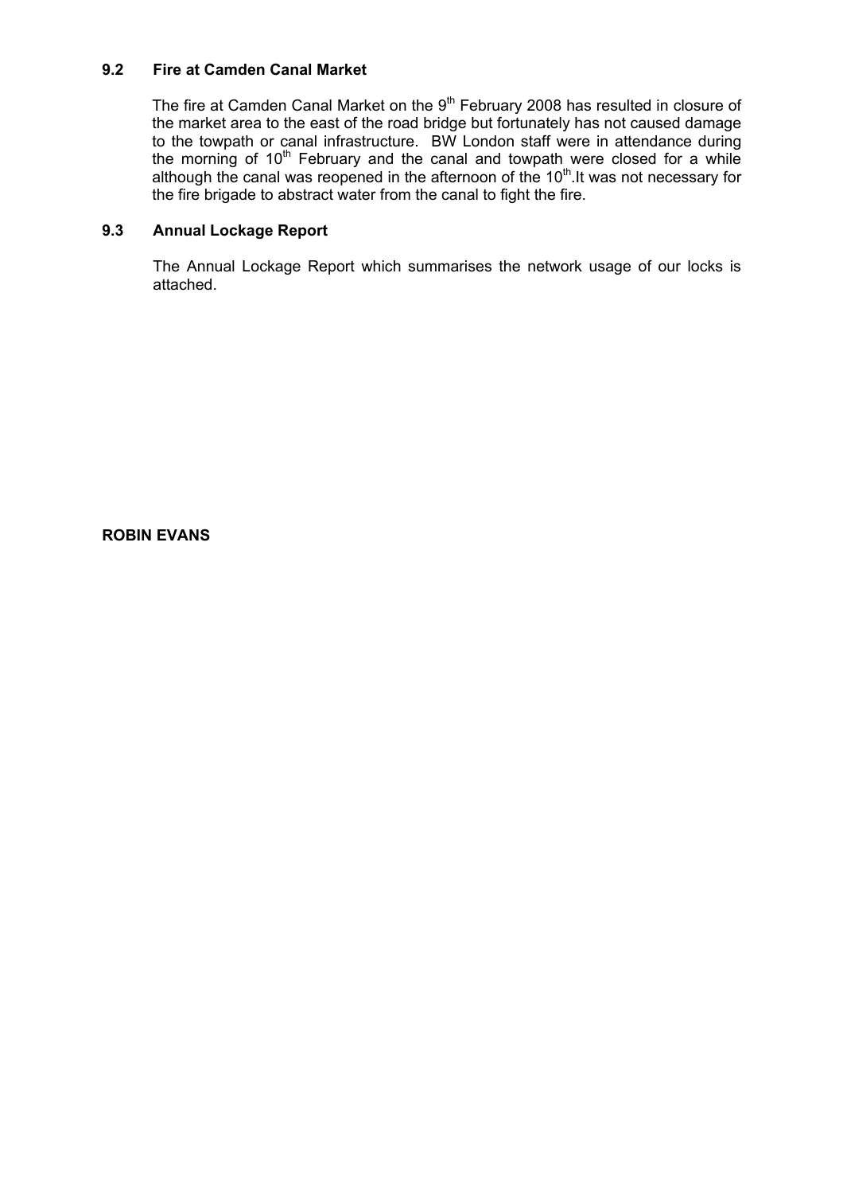### 9.2 Fire at Camden Canal Market

The fire at Camden Canal Market on the 9th February 2008 has resulted in closure of the market area to the east of the road bridge but fortunately has not caused damage to the towpath or canal infrastructure. BW London staff were in attendance during the morning of 10th February and the canal and towpath were closed for a while although the canal was reopened in the afternoon of the 10th.It was not necessary for the fire brigade to abstract water from the canal to fight the fire.

### 9.3 Annual Lockage Report

The Annual Lockage Report which summarises the network usage of our locks is attached.

**ROBIN EVANS**